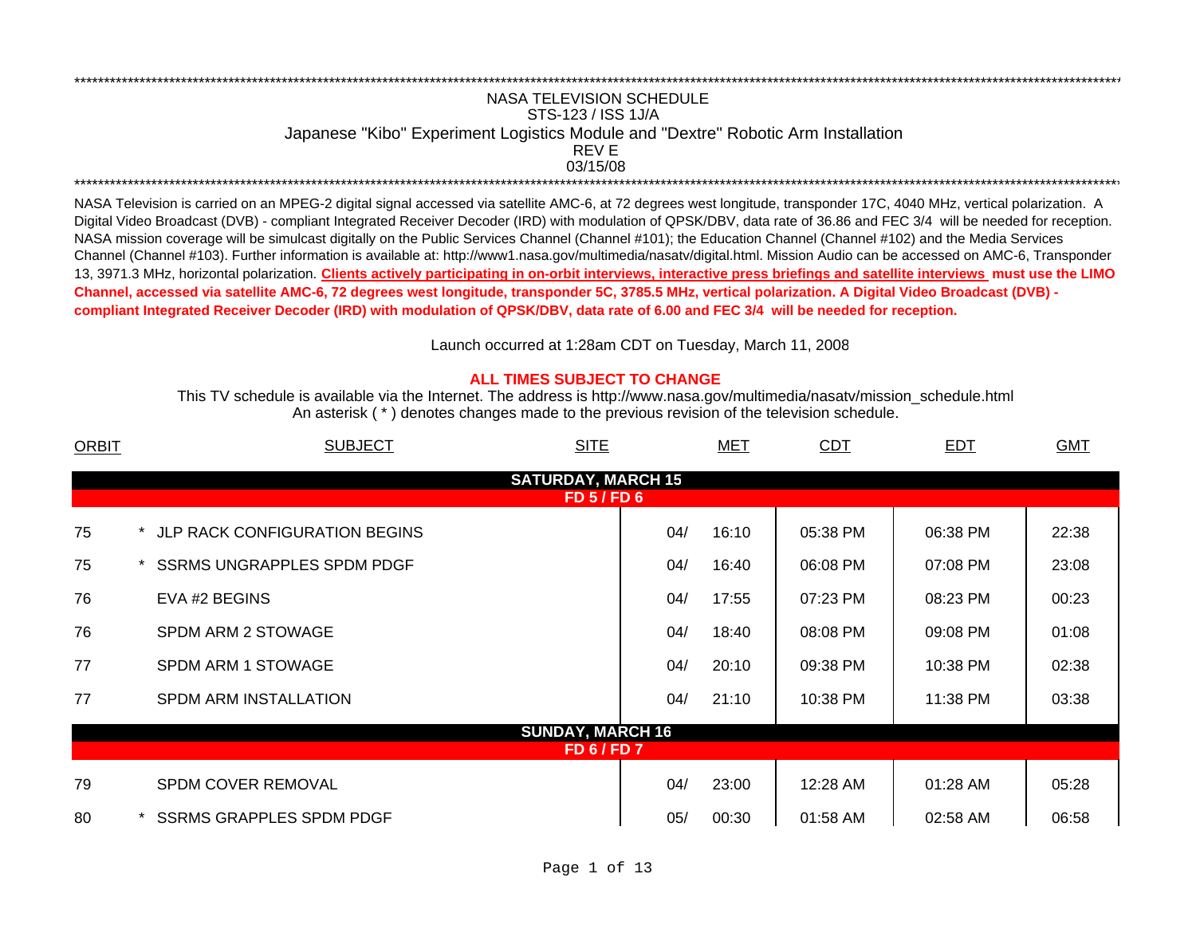NASA TELEVISION SCHEDULE
STS-123 / ISS 1J/A
Japanese "Kibo" Experiment Logistics Module and "Dextre" Robotic Arm Installation
REV E
03/15/08

NASA Television is carried on an MPEG-2 digital signal accessed via satellite AMC-6, at 72 degrees west longitude, transponder 17C, 4040 MHz, vertical polarization. A Digital Video Broadcast (DVB) - compliant Integrated Receiver Decoder (IRD) with modulation of QPSK/DBV, data rate of 36.86 and FEC 3/4 will be needed for reception. NASA mission coverage will be simulcast digitally on the Public Services Channel (Channel #101); the Education Channel (Channel #102) and the Media Services Channel (Channel #103). Further information is available at: http://www1.nasa.gov/multimedia/nasatv/digital.html. Mission Audio can be accessed on AMC-6, Transponder 13, 3971.3 MHz, horizontal polarization. **Clients actively participating in on-orbit interviews, interactive press briefings and satellite interviews must use the LIMO Channel, accessed via satellite AMC-6, 72 degrees west longitude, transponder 5C, 3785.5 MHz, vertical polarization. A Digital Video Broadcast (DVB) - compliant Integrated Receiver Decoder (IRD) with modulation of QPSK/DBV, data rate of 6.00 and FEC 3/4 will be needed for reception.**

Launch occurred at 1:28am CDT on Tuesday, March 11, 2008

**ALL TIMES SUBJECT TO CHANGE**

This TV schedule is available via the Internet. The address is http://www.nasa.gov/multimedia/nasatv/mission_schedule.html
An asterisk ( * ) denotes changes made to the previous revision of the television schedule.

| ORBIT | | SUBJECT | SITE | MET | | CDT | EDT | GMT |
|---|---|---|---|---|---|---|---|---|
| | | **SATURDAY, MARCH 15** | | | | | | |
| | | **FD 5 / FD 6** | | | | | | |
| 75 | * | JLP RACK CONFIGURATION BEGINS | | 04/ | 16:10 | 05:38 PM | 06:38 PM | 22:38 |
| 75 | * | SSRMS UNGRAPPLES SPDM PDGF | | 04/ | 16:40 | 06:08 PM | 07:08 PM | 23:08 |
| 76 | | EVA #2 BEGINS | | 04/ | 17:55 | 07:23 PM | 08:23 PM | 00:23 |
| 76 | | SPDM ARM 2 STOWAGE | | 04/ | 18:40 | 08:08 PM | 09:08 PM | 01:08 |
| 77 | | SPDM ARM 1 STOWAGE | | 04/ | 20:10 | 09:38 PM | 10:38 PM | 02:38 |
| 77 | | SPDM ARM INSTALLATION | | 04/ | 21:10 | 10:38 PM | 11:38 PM | 03:38 |
| | | **SUNDAY, MARCH 16** | | | | | | |
| | | **FD 6 / FD 7** | | | | | | |
| 79 | | SPDM COVER REMOVAL | | 04/ | 23:00 | 12:28 AM | 01:28 AM | 05:28 |
| 80 | * | SSRMS GRAPPLES SPDM PDGF | | 05/ | 00:30 | 01:58 AM | 02:58 AM | 06:58 |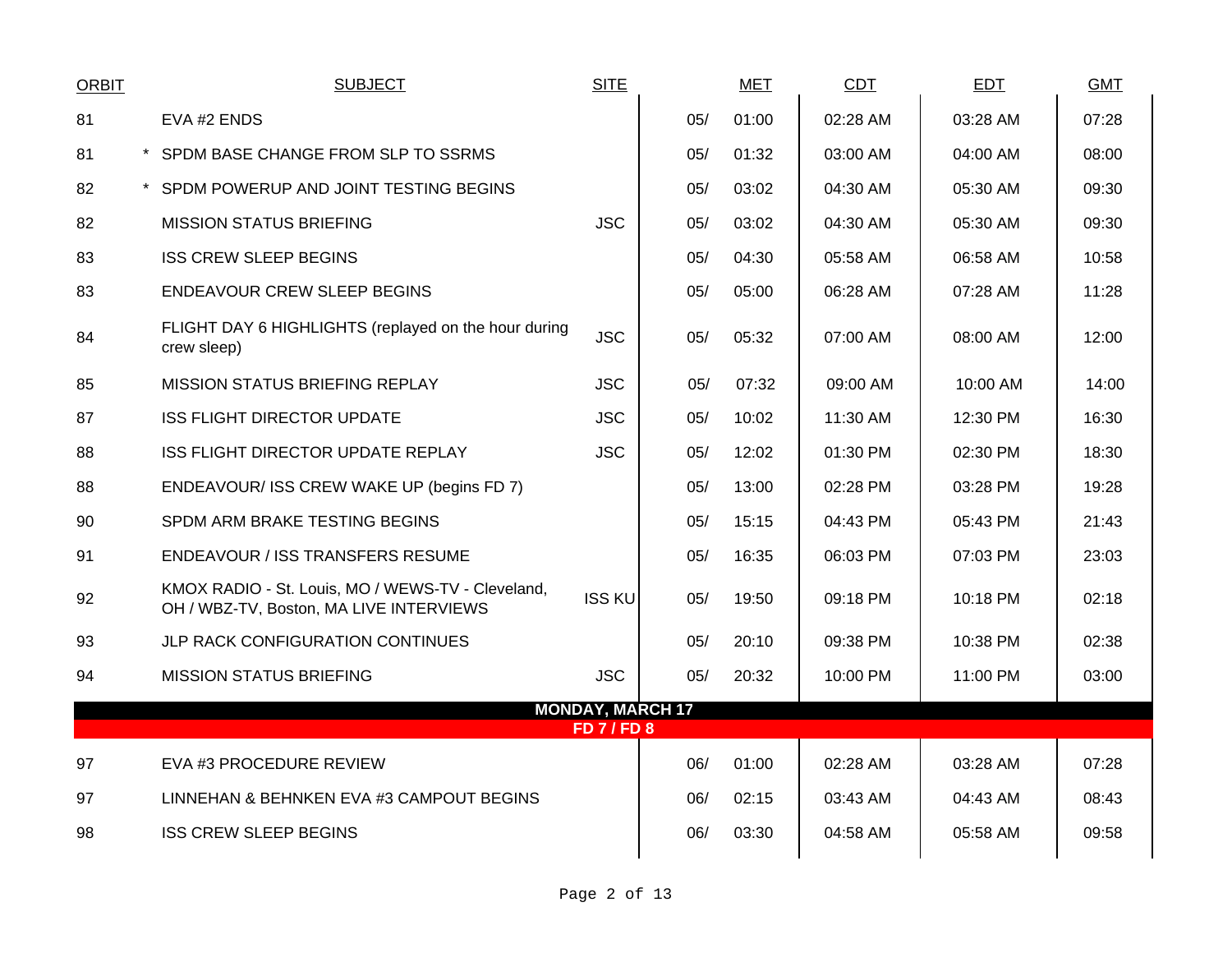| ORBIT | | SUBJECT | SITE | | MET | CDT | EDT | GMT |
|---|---|---|---|---|---|---|---|---|
| 81 | | EVA #2 ENDS | | 05/ | 01:00 | 02:28 AM | 03:28 AM | 07:28 |
| 81 | * | SPDM BASE CHANGE FROM SLP TO SSRMS | | 05/ | 01:32 | 03:00 AM | 04:00 AM | 08:00 |
| 82 | * | SPDM POWERUP AND JOINT TESTING BEGINS | | 05/ | 03:02 | 04:30 AM | 05:30 AM | 09:30 |
| 82 | | MISSION STATUS BRIEFING | JSC | 05/ | 03:02 | 04:30 AM | 05:30 AM | 09:30 |
| 83 | | ISS CREW SLEEP BEGINS | | 05/ | 04:30 | 05:58 AM | 06:58 AM | 10:58 |
| 83 | | ENDEAVOUR CREW SLEEP BEGINS | | 05/ | 05:00 | 06:28 AM | 07:28 AM | 11:28 |
| 84 | | FLIGHT DAY 6 HIGHLIGHTS (replayed on the hour during crew sleep) | JSC | 05/ | 05:32 | 07:00 AM | 08:00 AM | 12:00 |
| 85 | | MISSION STATUS BRIEFING REPLAY | JSC | 05/ | 07:32 | 09:00 AM | 10:00 AM | 14:00 |
| 87 | | ISS FLIGHT DIRECTOR UPDATE | JSC | 05/ | 10:02 | 11:30 AM | 12:30 PM | 16:30 |
| 88 | | ISS FLIGHT DIRECTOR UPDATE REPLAY | JSC | 05/ | 12:02 | 01:30 PM | 02:30 PM | 18:30 |
| 88 | | ENDEAVOUR/ ISS CREW WAKE UP (begins FD 7) | | 05/ | 13:00 | 02:28 PM | 03:28 PM | 19:28 |
| 90 | | SPDM ARM BRAKE TESTING BEGINS | | 05/ | 15:15 | 04:43 PM | 05:43 PM | 21:43 |
| 91 | | ENDEAVOUR / ISS TRANSFERS RESUME | | 05/ | 16:35 | 06:03 PM | 07:03 PM | 23:03 |
| 92 | | KMOX RADIO - St. Louis, MO / WEWS-TV - Cleveland, OH / WBZ-TV, Boston, MA LIVE INTERVIEWS | ISS KU | 05/ | 19:50 | 09:18 PM | 10:18 PM | 02:18 |
| 93 | | JLP RACK CONFIGURATION CONTINUES | | 05/ | 20:10 | 09:38 PM | 10:38 PM | 02:38 |
| 94 | | MISSION STATUS BRIEFING | JSC | 05/ | 20:32 | 10:00 PM | 11:00 PM | 03:00 |
| | | **MONDAY, MARCH 17** | | | | | | |
| | | **FD 7 / FD 8** | | | | | | |
| 97 | | EVA #3 PROCEDURE REVIEW | | 06/ | 01:00 | 02:28 AM | 03:28 AM | 07:28 |
| 97 | | LINNEHAN & BEHNKEN EVA #3 CAMPOUT BEGINS | | 06/ | 02:15 | 03:43 AM | 04:43 AM | 08:43 |
| 98 | | ISS CREW SLEEP BEGINS | | 06/ | 03:30 | 04:58 AM | 05:58 AM | 09:58 |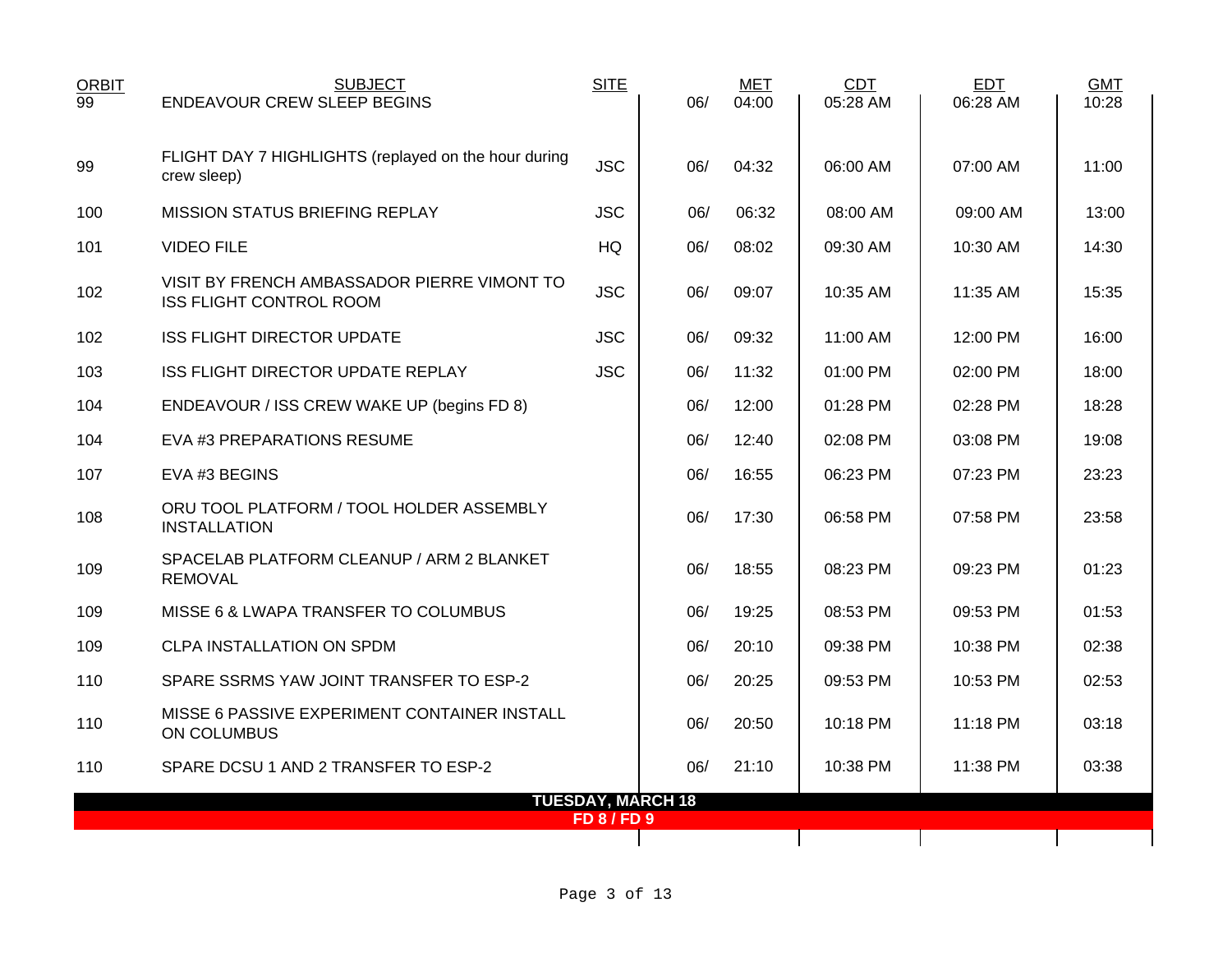| ORBIT | SUBJECT | SITE | MET | | CDT | EDT | GMT |
|---|---|---|---|---|---|---|---|
| 99 | ENDEAVOUR CREW SLEEP BEGINS | | 06/ | 04:00 | 05:28 AM | 06:28 AM | 10:28 |
| 99 | FLIGHT DAY 7 HIGHLIGHTS (replayed on the hour during crew sleep) | JSC | 06/ | 04:32 | 06:00 AM | 07:00 AM | 11:00 |
| 100 | MISSION STATUS BRIEFING REPLAY | JSC | 06/ | 06:32 | 08:00 AM | 09:00 AM | 13:00 |
| 101 | VIDEO FILE | HQ | 06/ | 08:02 | 09:30 AM | 10:30 AM | 14:30 |
| 102 | VISIT BY FRENCH AMBASSADOR PIERRE VIMONT TO ISS FLIGHT CONTROL ROOM | JSC | 06/ | 09:07 | 10:35 AM | 11:35 AM | 15:35 |
| 102 | ISS FLIGHT DIRECTOR UPDATE | JSC | 06/ | 09:32 | 11:00 AM | 12:00 PM | 16:00 |
| 103 | ISS FLIGHT DIRECTOR UPDATE REPLAY | JSC | 06/ | 11:32 | 01:00 PM | 02:00 PM | 18:00 |
| 104 | ENDEAVOUR / ISS CREW WAKE UP (begins FD 8) | | 06/ | 12:00 | 01:28 PM | 02:28 PM | 18:28 |
| 104 | EVA #3 PREPARATIONS RESUME | | 06/ | 12:40 | 02:08 PM | 03:08 PM | 19:08 |
| 107 | EVA #3 BEGINS | | 06/ | 16:55 | 06:23 PM | 07:23 PM | 23:23 |
| 108 | ORU TOOL PLATFORM / TOOL HOLDER ASSEMBLY INSTALLATION | | 06/ | 17:30 | 06:58 PM | 07:58 PM | 23:58 |
| 109 | SPACELAB PLATFORM CLEANUP / ARM 2 BLANKET REMOVAL | | 06/ | 18:55 | 08:23 PM | 09:23 PM | 01:23 |
| 109 | MISSE 6 & LWAPA TRANSFER TO COLUMBUS | | 06/ | 19:25 | 08:53 PM | 09:53 PM | 01:53 |
| 109 | CLPA INSTALLATION ON SPDM | | 06/ | 20:10 | 09:38 PM | 10:38 PM | 02:38 |
| 110 | SPARE SSRMS YAW JOINT TRANSFER TO ESP-2 | | 06/ | 20:25 | 09:53 PM | 10:53 PM | 02:53 |
| 110 | MISSE 6 PASSIVE EXPERIMENT CONTAINER INSTALL ON COLUMBUS | | 06/ | 20:50 | 10:18 PM | 11:18 PM | 03:18 |
| 110 | SPARE DCSU 1 AND 2 TRANSFER TO ESP-2 | | 06/ | 21:10 | 10:38 PM | 11:38 PM | 03:38 |

**TUESDAY, MARCH 18**

**FD 8 / FD 9**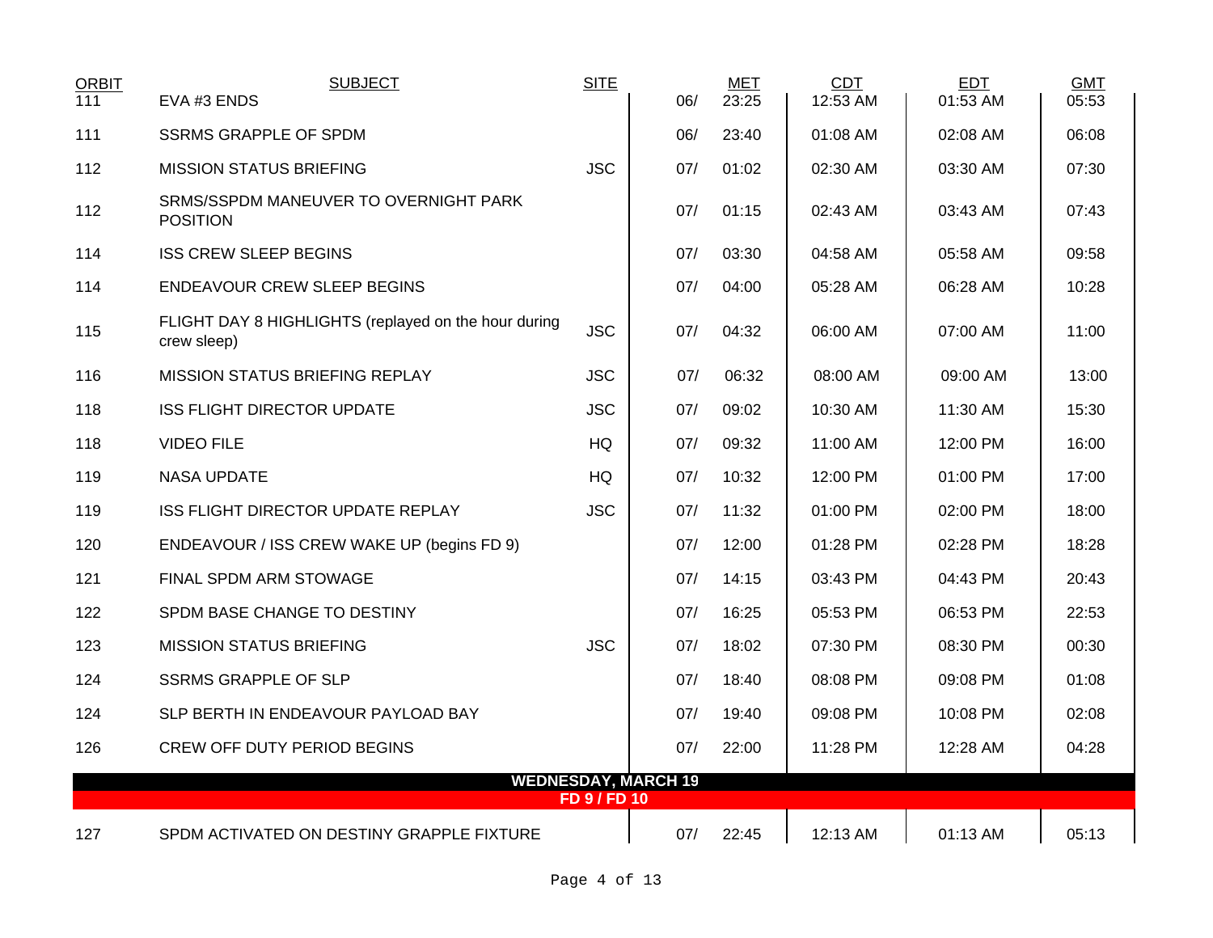| ORBIT | SUBJECT | SITE | | MET | CDT | EDT | GMT |
|---|---|---|---|---|---|---|---|
| 111 | EVA #3 ENDS | | 06/ | 23:25 | 12:53 AM | 01:53 AM | 05:53 |
| 111 | SSRMS GRAPPLE OF SPDM | | 06/ | 23:40 | 01:08 AM | 02:08 AM | 06:08 |
| 112 | MISSION STATUS BRIEFING | JSC | 07/ | 01:02 | 02:30 AM | 03:30 AM | 07:30 |
| 112 | SRMS/SSPDM MANEUVER TO OVERNIGHT PARK POSITION | | 07/ | 01:15 | 02:43 AM | 03:43 AM | 07:43 |
| 114 | ISS CREW SLEEP BEGINS | | 07/ | 03:30 | 04:58 AM | 05:58 AM | 09:58 |
| 114 | ENDEAVOUR CREW SLEEP BEGINS | | 07/ | 04:00 | 05:28 AM | 06:28 AM | 10:28 |
| 115 | FLIGHT DAY 8 HIGHLIGHTS (replayed on the hour during crew sleep) | JSC | 07/ | 04:32 | 06:00 AM | 07:00 AM | 11:00 |
| 116 | MISSION STATUS BRIEFING REPLAY | JSC | 07/ | 06:32 | 08:00 AM | 09:00 AM | 13:00 |
| 118 | ISS FLIGHT DIRECTOR UPDATE | JSC | 07/ | 09:02 | 10:30 AM | 11:30 AM | 15:30 |
| 118 | VIDEO FILE | HQ | 07/ | 09:32 | 11:00 AM | 12:00 PM | 16:00 |
| 119 | NASA UPDATE | HQ | 07/ | 10:32 | 12:00 PM | 01:00 PM | 17:00 |
| 119 | ISS FLIGHT DIRECTOR UPDATE REPLAY | JSC | 07/ | 11:32 | 01:00 PM | 02:00 PM | 18:00 |
| 120 | ENDEAVOUR / ISS CREW WAKE UP (begins FD 9) | | 07/ | 12:00 | 01:28 PM | 02:28 PM | 18:28 |
| 121 | FINAL SPDM ARM STOWAGE | | 07/ | 14:15 | 03:43 PM | 04:43 PM | 20:43 |
| 122 | SPDM BASE CHANGE TO DESTINY | | 07/ | 16:25 | 05:53 PM | 06:53 PM | 22:53 |
| 123 | MISSION STATUS BRIEFING | JSC | 07/ | 18:02 | 07:30 PM | 08:30 PM | 00:30 |
| 124 | SSRMS GRAPPLE OF SLP | | 07/ | 18:40 | 08:08 PM | 09:08 PM | 01:08 |
| 124 | SLP BERTH IN ENDEAVOUR PAYLOAD BAY | | 07/ | 19:40 | 09:08 PM | 10:08 PM | 02:08 |
| 126 | CREW OFF DUTY PERIOD BEGINS | | 07/ | 22:00 | 11:28 PM | 12:28 AM | 04:28 |
| | **WEDNESDAY, MARCH 19** | | | | | | |
| | **FD 9 / FD 10** | | | | | | |
| 127 | SPDM ACTIVATED ON DESTINY GRAPPLE FIXTURE | | 07/ | 22:45 | 12:13 AM | 01:13 AM | 05:13 |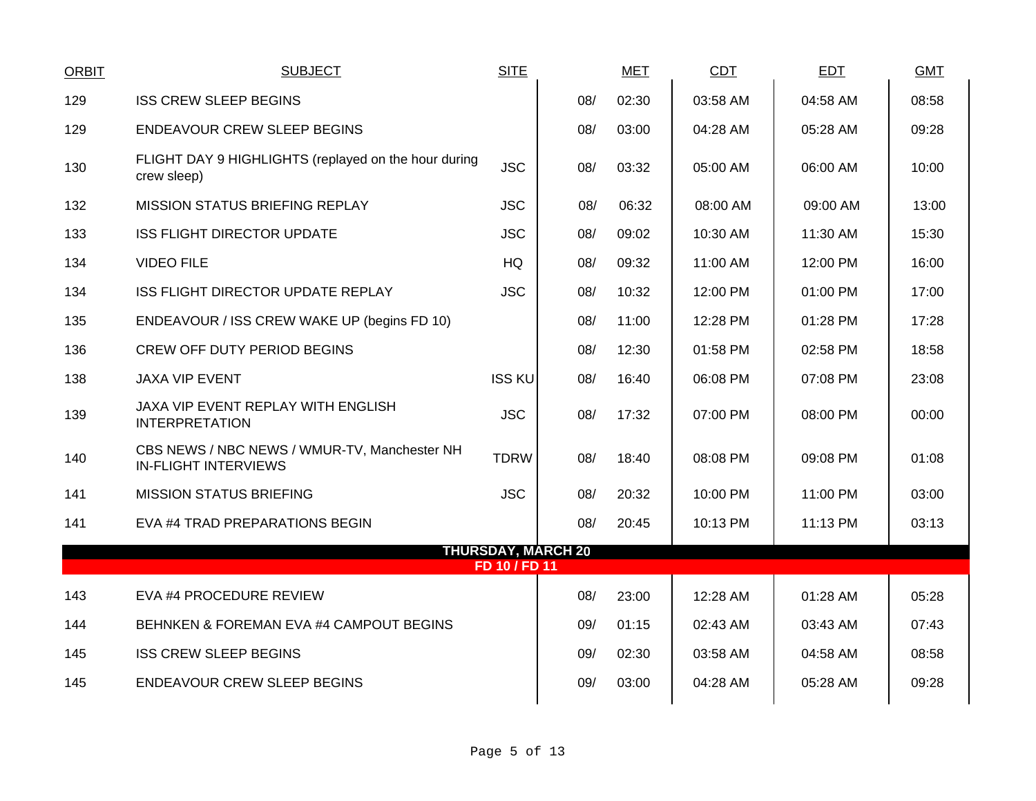| ORBIT | SUBJECT | SITE | MET | | CDT | EDT | GMT |
|---|---|---|---|---|---|---|---|
| 129 | ISS CREW SLEEP BEGINS | | 08/ | 02:30 | 03:58 AM | 04:58 AM | 08:58 |
| 129 | ENDEAVOUR CREW SLEEP BEGINS | | 08/ | 03:00 | 04:28 AM | 05:28 AM | 09:28 |
| 130 | FLIGHT DAY 9 HIGHLIGHTS (replayed on the hour during crew sleep) | JSC | 08/ | 03:32 | 05:00 AM | 06:00 AM | 10:00 |
| 132 | MISSION STATUS BRIEFING REPLAY | JSC | 08/ | 06:32 | 08:00 AM | 09:00 AM | 13:00 |
| 133 | ISS FLIGHT DIRECTOR UPDATE | JSC | 08/ | 09:02 | 10:30 AM | 11:30 AM | 15:30 |
| 134 | VIDEO FILE | HQ | 08/ | 09:32 | 11:00 AM | 12:00 PM | 16:00 |
| 134 | ISS FLIGHT DIRECTOR UPDATE REPLAY | JSC | 08/ | 10:32 | 12:00 PM | 01:00 PM | 17:00 |
| 135 | ENDEAVOUR / ISS CREW WAKE UP (begins FD 10) | | 08/ | 11:00 | 12:28 PM | 01:28 PM | 17:28 |
| 136 | CREW OFF DUTY PERIOD BEGINS | | 08/ | 12:30 | 01:58 PM | 02:58 PM | 18:58 |
| 138 | JAXA VIP EVENT | ISS KU | 08/ | 16:40 | 06:08 PM | 07:08 PM | 23:08 |
| 139 | JAXA VIP EVENT REPLAY WITH ENGLISH INTERPRETATION | JSC | 08/ | 17:32 | 07:00 PM | 08:00 PM | 00:00 |
| 140 | CBS NEWS / NBC NEWS / WMUR-TV, Manchester NH IN-FLIGHT INTERVIEWS | TDRW | 08/ | 18:40 | 08:08 PM | 09:08 PM | 01:08 |
| 141 | MISSION STATUS BRIEFING | JSC | 08/ | 20:32 | 10:00 PM | 11:00 PM | 03:00 |
| 141 | EVA #4 TRAD PREPARATIONS BEGIN | | 08/ | 20:45 | 10:13 PM | 11:13 PM | 03:13 |
| | **THURSDAY, MARCH 20** | | | | | | |
| | **FD 10 / FD 11** | | | | | | |
| 143 | EVA #4 PROCEDURE REVIEW | | 08/ | 23:00 | 12:28 AM | 01:28 AM | 05:28 |
| 144 | BEHNKEN & FOREMAN EVA #4 CAMPOUT BEGINS | | 09/ | 01:15 | 02:43 AM | 03:43 AM | 07:43 |
| 145 | ISS CREW SLEEP BEGINS | | 09/ | 02:30 | 03:58 AM | 04:58 AM | 08:58 |
| 145 | ENDEAVOUR CREW SLEEP BEGINS | | 09/ | 03:00 | 04:28 AM | 05:28 AM | 09:28 |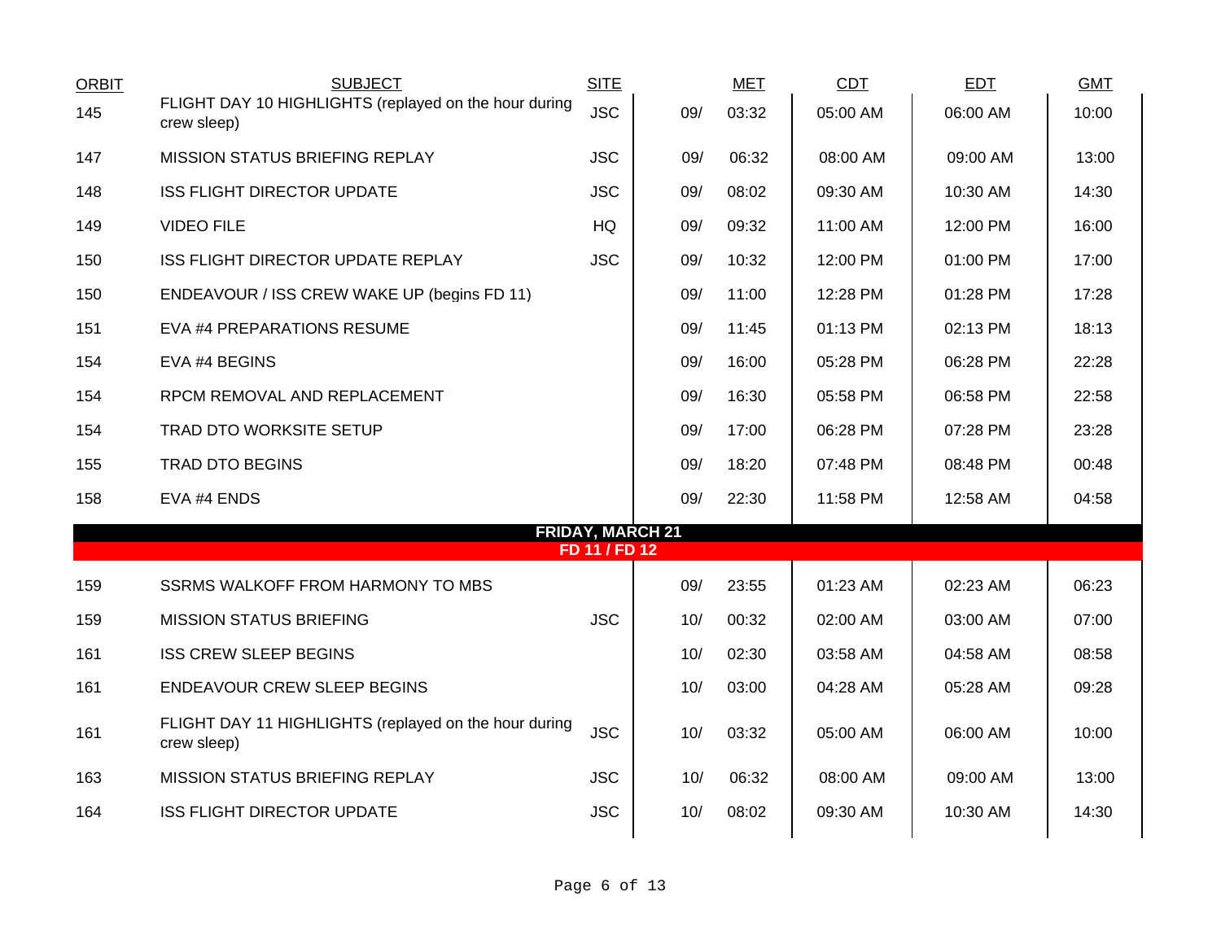| ORBIT | SUBJECT | SITE | | MET | CDT | EDT | GMT |
|---|---|---|---|---|---|---|---|
| 145 | FLIGHT DAY 10 HIGHLIGHTS (replayed on the hour during crew sleep) | JSC | 09/ | 03:32 | 05:00 AM | 06:00 AM | 10:00 |
| 147 | MISSION STATUS BRIEFING REPLAY | JSC | 09/ | 06:32 | 08:00 AM | 09:00 AM | 13:00 |
| 148 | ISS FLIGHT DIRECTOR UPDATE | JSC | 09/ | 08:02 | 09:30 AM | 10:30 AM | 14:30 |
| 149 | VIDEO FILE | HQ | 09/ | 09:32 | 11:00 AM | 12:00 PM | 16:00 |
| 150 | ISS FLIGHT DIRECTOR UPDATE REPLAY | JSC | 09/ | 10:32 | 12:00 PM | 01:00 PM | 17:00 |
| 150 | ENDEAVOUR / ISS CREW WAKE UP (begins FD 11) | | 09/ | 11:00 | 12:28 PM | 01:28 PM | 17:28 |
| 151 | EVA #4 PREPARATIONS RESUME | | 09/ | 11:45 | 01:13 PM | 02:13 PM | 18:13 |
| 154 | EVA #4 BEGINS | | 09/ | 16:00 | 05:28 PM | 06:28 PM | 22:28 |
| 154 | RPCM REMOVAL AND REPLACEMENT | | 09/ | 16:30 | 05:58 PM | 06:58 PM | 22:58 |
| 154 | TRAD DTO WORKSITE SETUP | | 09/ | 17:00 | 06:28 PM | 07:28 PM | 23:28 |
| 155 | TRAD DTO BEGINS | | 09/ | 18:20 | 07:48 PM | 08:48 PM | 00:48 |
| 158 | EVA #4 ENDS | | 09/ | 22:30 | 11:58 PM | 12:58 AM | 04:58 |
| | **FRIDAY, MARCH 21** | | | | | | |
| | **FD 11 / FD 12** | | | | | | |
| 159 | SSRMS WALKOFF FROM HARMONY TO MBS | | 09/ | 23:55 | 01:23 AM | 02:23 AM | 06:23 |
| 159 | MISSION STATUS BRIEFING | JSC | 10/ | 00:32 | 02:00 AM | 03:00 AM | 07:00 |
| 161 | ISS CREW SLEEP BEGINS | | 10/ | 02:30 | 03:58 AM | 04:58 AM | 08:58 |
| 161 | ENDEAVOUR CREW SLEEP BEGINS | | 10/ | 03:00 | 04:28 AM | 05:28 AM | 09:28 |
| 161 | FLIGHT DAY 11 HIGHLIGHTS (replayed on the hour during crew sleep) | JSC | 10/ | 03:32 | 05:00 AM | 06:00 AM | 10:00 |
| 163 | MISSION STATUS BRIEFING REPLAY | JSC | 10/ | 06:32 | 08:00 AM | 09:00 AM | 13:00 |
| 164 | ISS FLIGHT DIRECTOR UPDATE | JSC | 10/ | 08:02 | 09:30 AM | 10:30 AM | 14:30 |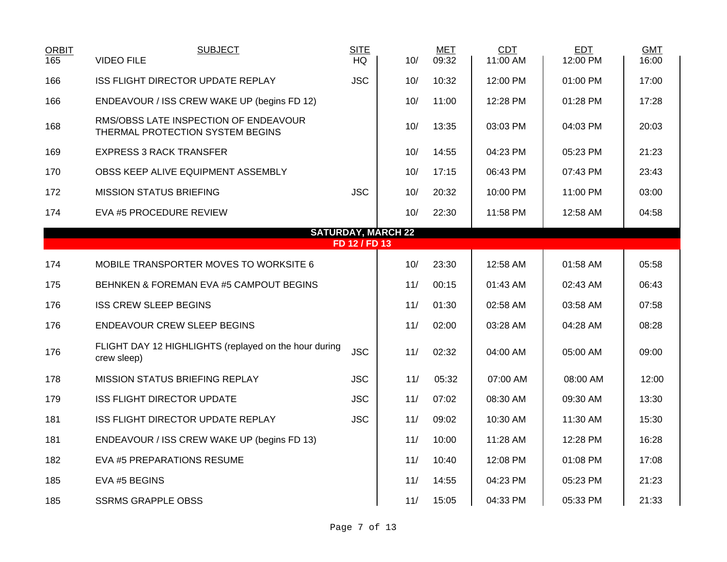| ORBIT | SUBJECT | SITE | | MET | CDT | EDT | GMT |
|---|---|---|---|---|---|---|---|
| 165 | VIDEO FILE | HQ | 10/ | 09:32 | 11:00 AM | 12:00 PM | 16:00 |
| 166 | ISS FLIGHT DIRECTOR UPDATE REPLAY | JSC | 10/ | 10:32 | 12:00 PM | 01:00 PM | 17:00 |
| 166 | ENDEAVOUR / ISS CREW WAKE UP (begins FD 12) | | 10/ | 11:00 | 12:28 PM | 01:28 PM | 17:28 |
| 168 | RMS/OBSS LATE INSPECTION OF ENDEAVOUR THERMAL PROTECTION SYSTEM BEGINS | | 10/ | 13:35 | 03:03 PM | 04:03 PM | 20:03 |
| 169 | EXPRESS 3 RACK TRANSFER | | 10/ | 14:55 | 04:23 PM | 05:23 PM | 21:23 |
| 170 | OBSS KEEP ALIVE EQUIPMENT ASSEMBLY | | 10/ | 17:15 | 06:43 PM | 07:43 PM | 23:43 |
| 172 | MISSION STATUS BRIEFING | JSC | 10/ | 20:32 | 10:00 PM | 11:00 PM | 03:00 |
| 174 | EVA #5 PROCEDURE REVIEW | | 10/ | 22:30 | 11:58 PM | 12:58 AM | 04:58 |
| | **SATURDAY, MARCH 22** | | | | | | |
| | **FD 12 / FD 13** | | | | | | |
| 174 | MOBILE TRANSPORTER MOVES TO WORKSITE 6 | | 10/ | 23:30 | 12:58 AM | 01:58 AM | 05:58 |
| 175 | BEHNKEN & FOREMAN EVA #5 CAMPOUT BEGINS | | 11/ | 00:15 | 01:43 AM | 02:43 AM | 06:43 |
| 176 | ISS CREW SLEEP BEGINS | | 11/ | 01:30 | 02:58 AM | 03:58 AM | 07:58 |
| 176 | ENDEAVOUR CREW SLEEP BEGINS | | 11/ | 02:00 | 03:28 AM | 04:28 AM | 08:28 |
| 176 | FLIGHT DAY 12 HIGHLIGHTS (replayed on the hour during crew sleep) | JSC | 11/ | 02:32 | 04:00 AM | 05:00 AM | 09:00 |
| 178 | MISSION STATUS BRIEFING REPLAY | JSC | 11/ | 05:32 | 07:00 AM | 08:00 AM | 12:00 |
| 179 | ISS FLIGHT DIRECTOR UPDATE | JSC | 11/ | 07:02 | 08:30 AM | 09:30 AM | 13:30 |
| 181 | ISS FLIGHT DIRECTOR UPDATE REPLAY | JSC | 11/ | 09:02 | 10:30 AM | 11:30 AM | 15:30 |
| 181 | ENDEAVOUR / ISS CREW WAKE UP (begins FD 13) | | 11/ | 10:00 | 11:28 AM | 12:28 PM | 16:28 |
| 182 | EVA #5 PREPARATIONS RESUME | | 11/ | 10:40 | 12:08 PM | 01:08 PM | 17:08 |
| 185 | EVA #5 BEGINS | | 11/ | 14:55 | 04:23 PM | 05:23 PM | 21:23 |
| 185 | SSRMS GRAPPLE OBSS | | 11/ | 15:05 | 04:33 PM | 05:33 PM | 21:33 |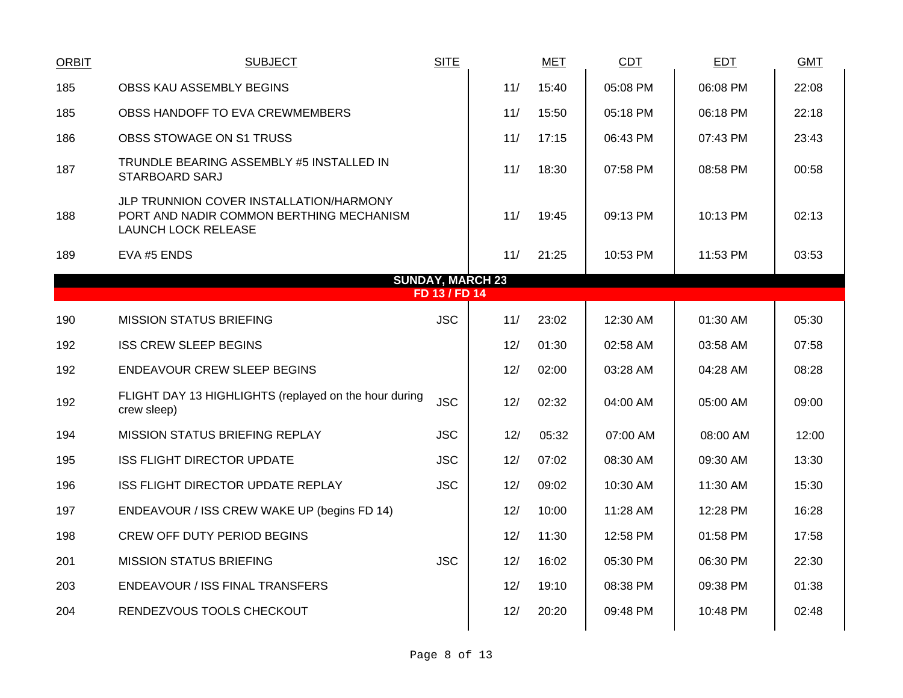| ORBIT | SUBJECT | SITE | MET | | CDT | EDT | GMT |
|---|---|---|---|---|---|---|---|
| 185 | OBSS KAU ASSEMBLY BEGINS | | 11/ | 15:40 | 05:08 PM | 06:08 PM | 22:08 |
| 185 | OBSS HANDOFF TO EVA CREWMEMBERS | | 11/ | 15:50 | 05:18 PM | 06:18 PM | 22:18 |
| 186 | OBSS STOWAGE ON S1 TRUSS | | 11/ | 17:15 | 06:43 PM | 07:43 PM | 23:43 |
| 187 | TRUNDLE BEARING ASSEMBLY #5 INSTALLED IN STARBOARD SARJ | | 11/ | 18:30 | 07:58 PM | 08:58 PM | 00:58 |
| 188 | JLP TRUNNION COVER INSTALLATION/HARMONY PORT AND NADIR COMMON BERTHING MECHANISM LAUNCH LOCK RELEASE | | 11/ | 19:45 | 09:13 PM | 10:13 PM | 02:13 |
| 189 | EVA #5 ENDS | | 11/ | 21:25 | 10:53 PM | 11:53 PM | 03:53 |
| | **SUNDAY, MARCH 23** | | | | | | |
| | **FD 13 / FD 14** | | | | | | |
| 190 | MISSION STATUS BRIEFING | JSC | 11/ | 23:02 | 12:30 AM | 01:30 AM | 05:30 |
| 192 | ISS CREW SLEEP BEGINS | | 12/ | 01:30 | 02:58 AM | 03:58 AM | 07:58 |
| 192 | ENDEAVOUR CREW SLEEP BEGINS | | 12/ | 02:00 | 03:28 AM | 04:28 AM | 08:28 |
| 192 | FLIGHT DAY 13 HIGHLIGHTS (replayed on the hour during crew sleep) | JSC | 12/ | 02:32 | 04:00 AM | 05:00 AM | 09:00 |
| 194 | MISSION STATUS BRIEFING REPLAY | JSC | 12/ | 05:32 | 07:00 AM | 08:00 AM | 12:00 |
| 195 | ISS FLIGHT DIRECTOR UPDATE | JSC | 12/ | 07:02 | 08:30 AM | 09:30 AM | 13:30 |
| 196 | ISS FLIGHT DIRECTOR UPDATE REPLAY | JSC | 12/ | 09:02 | 10:30 AM | 11:30 AM | 15:30 |
| 197 | ENDEAVOUR / ISS CREW WAKE UP (begins FD 14) | | 12/ | 10:00 | 11:28 AM | 12:28 PM | 16:28 |
| 198 | CREW OFF DUTY PERIOD BEGINS | | 12/ | 11:30 | 12:58 PM | 01:58 PM | 17:58 |
| 201 | MISSION STATUS BRIEFING | JSC | 12/ | 16:02 | 05:30 PM | 06:30 PM | 22:30 |
| 203 | ENDEAVOUR / ISS FINAL TRANSFERS | | 12/ | 19:10 | 08:38 PM | 09:38 PM | 01:38 |
| 204 | RENDEZVOUS TOOLS CHECKOUT | | 12/ | 20:20 | 09:48 PM | 10:48 PM | 02:48 |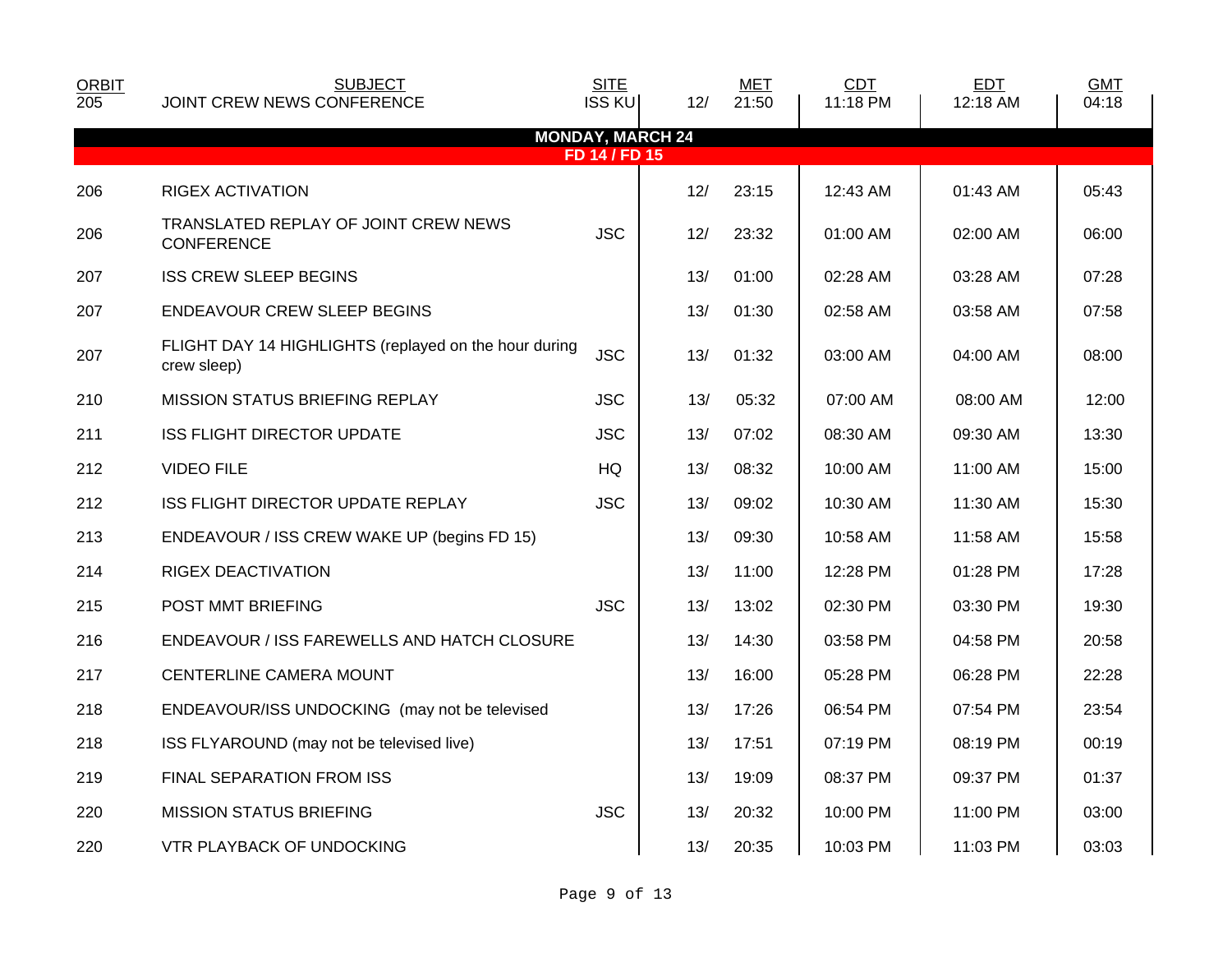| ORBIT | SUBJECT | SITE | | MET | CDT | EDT | GMT |
|---|---|---|---|---|---|---|---|
| 205 | JOINT CREW NEWS CONFERENCE | ISS KU | 12/ | 21:50 | 11:18 PM | 12:18 AM | 04:18 |
| | **MONDAY, MARCH 24** | | | | | | |
| | **FD 14 / FD 15** | | | | | | |
| 206 | RIGEX ACTIVATION | | 12/ | 23:15 | 12:43 AM | 01:43 AM | 05:43 |
| 206 | TRANSLATED REPLAY OF JOINT CREW NEWS CONFERENCE | JSC | 12/ | 23:32 | 01:00 AM | 02:00 AM | 06:00 |
| 207 | ISS CREW SLEEP BEGINS | | 13/ | 01:00 | 02:28 AM | 03:28 AM | 07:28 |
| 207 | ENDEAVOUR CREW SLEEP BEGINS | | 13/ | 01:30 | 02:58 AM | 03:58 AM | 07:58 |
| 207 | FLIGHT DAY 14 HIGHLIGHTS (replayed on the hour during crew sleep) | JSC | 13/ | 01:32 | 03:00 AM | 04:00 AM | 08:00 |
| 210 | MISSION STATUS BRIEFING REPLAY | JSC | 13/ | 05:32 | 07:00 AM | 08:00 AM | 12:00 |
| 211 | ISS FLIGHT DIRECTOR UPDATE | JSC | 13/ | 07:02 | 08:30 AM | 09:30 AM | 13:30 |
| 212 | VIDEO FILE | HQ | 13/ | 08:32 | 10:00 AM | 11:00 AM | 15:00 |
| 212 | ISS FLIGHT DIRECTOR UPDATE REPLAY | JSC | 13/ | 09:02 | 10:30 AM | 11:30 AM | 15:30 |
| 213 | ENDEAVOUR / ISS CREW WAKE UP (begins FD 15) | | 13/ | 09:30 | 10:58 AM | 11:58 AM | 15:58 |
| 214 | RIGEX DEACTIVATION | | 13/ | 11:00 | 12:28 PM | 01:28 PM | 17:28 |
| 215 | POST MMT BRIEFING | JSC | 13/ | 13:02 | 02:30 PM | 03:30 PM | 19:30 |
| 216 | ENDEAVOUR / ISS FAREWELLS AND HATCH CLOSURE | | 13/ | 14:30 | 03:58 PM | 04:58 PM | 20:58 |
| 217 | CENTERLINE CAMERA MOUNT | | 13/ | 16:00 | 05:28 PM | 06:28 PM | 22:28 |
| 218 | ENDEAVOUR/ISS UNDOCKING (may not be televised | | 13/ | 17:26 | 06:54 PM | 07:54 PM | 23:54 |
| 218 | ISS FLYAROUND (may not be televised live) | | 13/ | 17:51 | 07:19 PM | 08:19 PM | 00:19 |
| 219 | FINAL SEPARATION FROM ISS | | 13/ | 19:09 | 08:37 PM | 09:37 PM | 01:37 |
| 220 | MISSION STATUS BRIEFING | JSC | 13/ | 20:32 | 10:00 PM | 11:00 PM | 03:00 |
| 220 | VTR PLAYBACK OF UNDOCKING | | 13/ | 20:35 | 10:03 PM | 11:03 PM | 03:03 |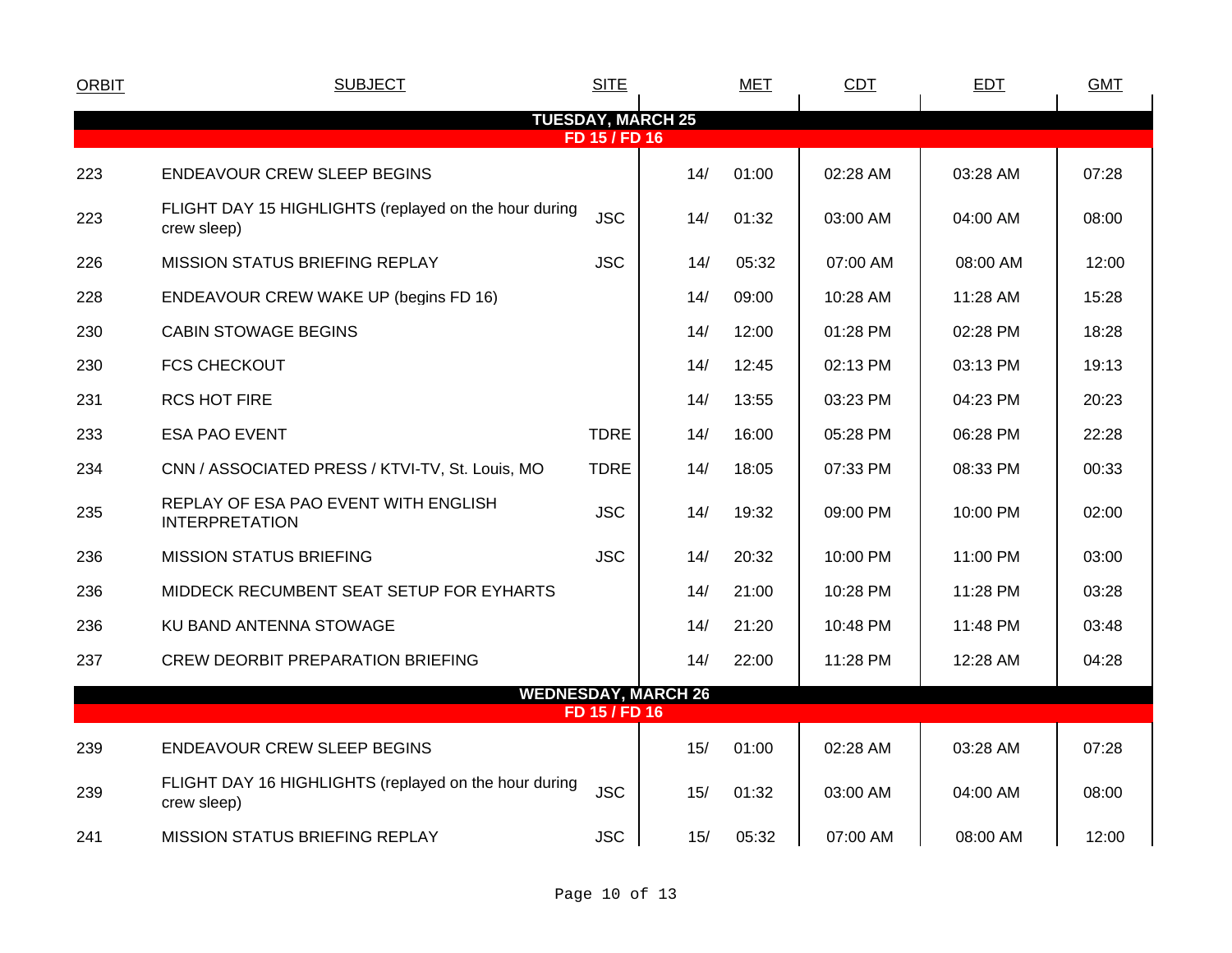| ORBIT | SUBJECT | SITE | MET | | CDT | EDT | GMT |
|---|---|---|---|---|---|---|---|
| **TUESDAY, MARCH 25** | | | | | | | |
| **FD 15 / FD 16** | | | | | | | |
| 223 | ENDEAVOUR CREW SLEEP BEGINS | | 14/ | 01:00 | 02:28 AM | 03:28 AM | 07:28 |
| 223 | FLIGHT DAY 15 HIGHLIGHTS (replayed on the hour during crew sleep) | JSC | 14/ | 01:32 | 03:00 AM | 04:00 AM | 08:00 |
| 226 | MISSION STATUS BRIEFING REPLAY | JSC | 14/ | 05:32 | 07:00 AM | 08:00 AM | 12:00 |
| 228 | ENDEAVOUR CREW WAKE UP (begins FD 16) | | 14/ | 09:00 | 10:28 AM | 11:28 AM | 15:28 |
| 230 | CABIN STOWAGE BEGINS | | 14/ | 12:00 | 01:28 PM | 02:28 PM | 18:28 |
| 230 | FCS CHECKOUT | | 14/ | 12:45 | 02:13 PM | 03:13 PM | 19:13 |
| 231 | RCS HOT FIRE | | 14/ | 13:55 | 03:23 PM | 04:23 PM | 20:23 |
| 233 | ESA PAO EVENT | TDRE | 14/ | 16:00 | 05:28 PM | 06:28 PM | 22:28 |
| 234 | CNN / ASSOCIATED PRESS / KTVI-TV, St. Louis, MO | TDRE | 14/ | 18:05 | 07:33 PM | 08:33 PM | 00:33 |
| 235 | REPLAY OF ESA PAO EVENT WITH ENGLISH INTERPRETATION | JSC | 14/ | 19:32 | 09:00 PM | 10:00 PM | 02:00 |
| 236 | MISSION STATUS BRIEFING | JSC | 14/ | 20:32 | 10:00 PM | 11:00 PM | 03:00 |
| 236 | MIDDECK RECUMBENT SEAT SETUP FOR EYHARTS | | 14/ | 21:00 | 10:28 PM | 11:28 PM | 03:28 |
| 236 | KU BAND ANTENNA STOWAGE | | 14/ | 21:20 | 10:48 PM | 11:48 PM | 03:48 |
| 237 | CREW DEORBIT PREPARATION BRIEFING | | 14/ | 22:00 | 11:28 PM | 12:28 AM | 04:28 |
| **WEDNESDAY, MARCH 26** | | | | | | | |
| **FD 15 / FD 16** | | | | | | | |
| 239 | ENDEAVOUR CREW SLEEP BEGINS | | 15/ | 01:00 | 02:28 AM | 03:28 AM | 07:28 |
| 239 | FLIGHT DAY 16 HIGHLIGHTS (replayed on the hour during crew sleep) | JSC | 15/ | 01:32 | 03:00 AM | 04:00 AM | 08:00 |
| 241 | MISSION STATUS BRIEFING REPLAY | JSC | 15/ | 05:32 | 07:00 AM | 08:00 AM | 12:00 |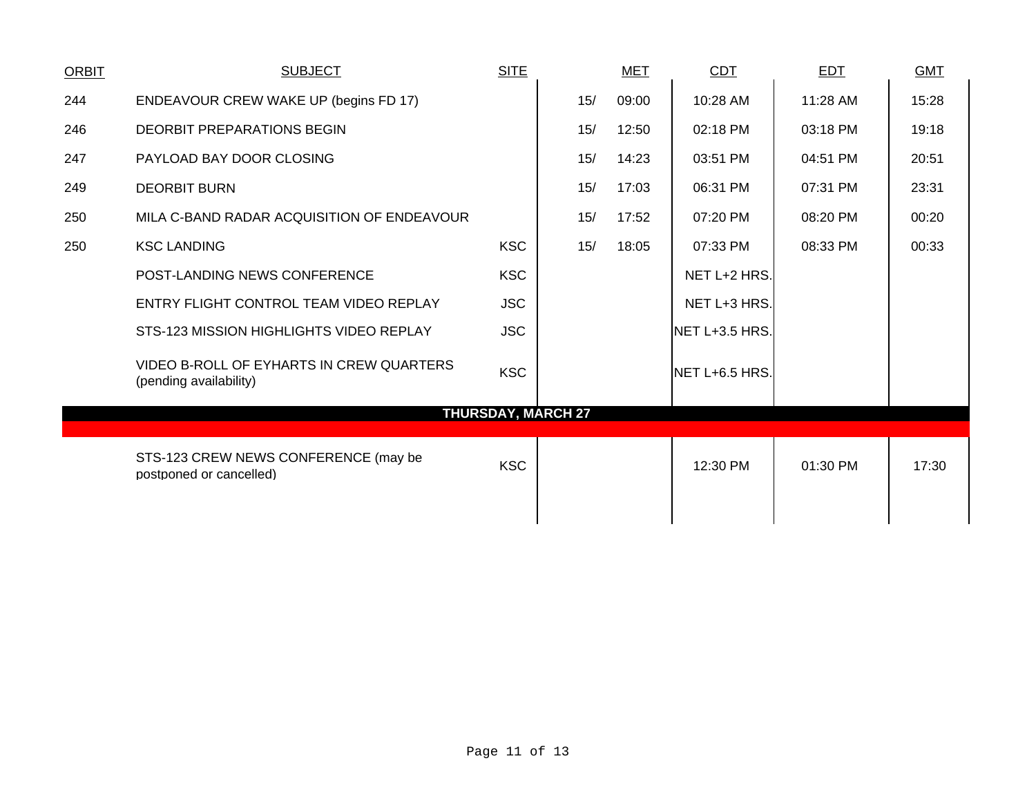| ORBIT | SUBJECT | SITE | MET | | CDT | EDT | GMT |
|---|---|---|---|---|---|---|---|
| 244 | ENDEAVOUR CREW WAKE UP (begins FD 17) | | 15/ | 09:00 | 10:28 AM | 11:28 AM | 15:28 |
| 246 | DEORBIT PREPARATIONS BEGIN | | 15/ | 12:50 | 02:18 PM | 03:18 PM | 19:18 |
| 247 | PAYLOAD BAY DOOR CLOSING | | 15/ | 14:23 | 03:51 PM | 04:51 PM | 20:51 |
| 249 | DEORBIT BURN | | 15/ | 17:03 | 06:31 PM | 07:31 PM | 23:31 |
| 250 | MILA C-BAND RADAR ACQUISITION OF ENDEAVOUR | | 15/ | 17:52 | 07:20 PM | 08:20 PM | 00:20 |
| 250 | KSC LANDING | KSC | 15/ | 18:05 | 07:33 PM | 08:33 PM | 00:33 |
| | POST-LANDING NEWS CONFERENCE | KSC | | | NET L+2 HRS. | | |
| | ENTRY FLIGHT CONTROL TEAM VIDEO REPLAY | JSC | | | NET L+3 HRS. | | |
| | STS-123 MISSION HIGHLIGHTS VIDEO REPLAY | JSC | | | NET L+3.5 HRS. | | |
| | VIDEO B-ROLL OF EYHARTS IN CREW QUARTERS (pending availability) | KSC | | | NET L+6.5 HRS. | | |
| | **THURSDAY, MARCH 27** | | | | | | |
| | STS-123 CREW NEWS CONFERENCE (may be postponed or cancelled) | KSC | | | 12:30 PM | 01:30 PM | 17:30 |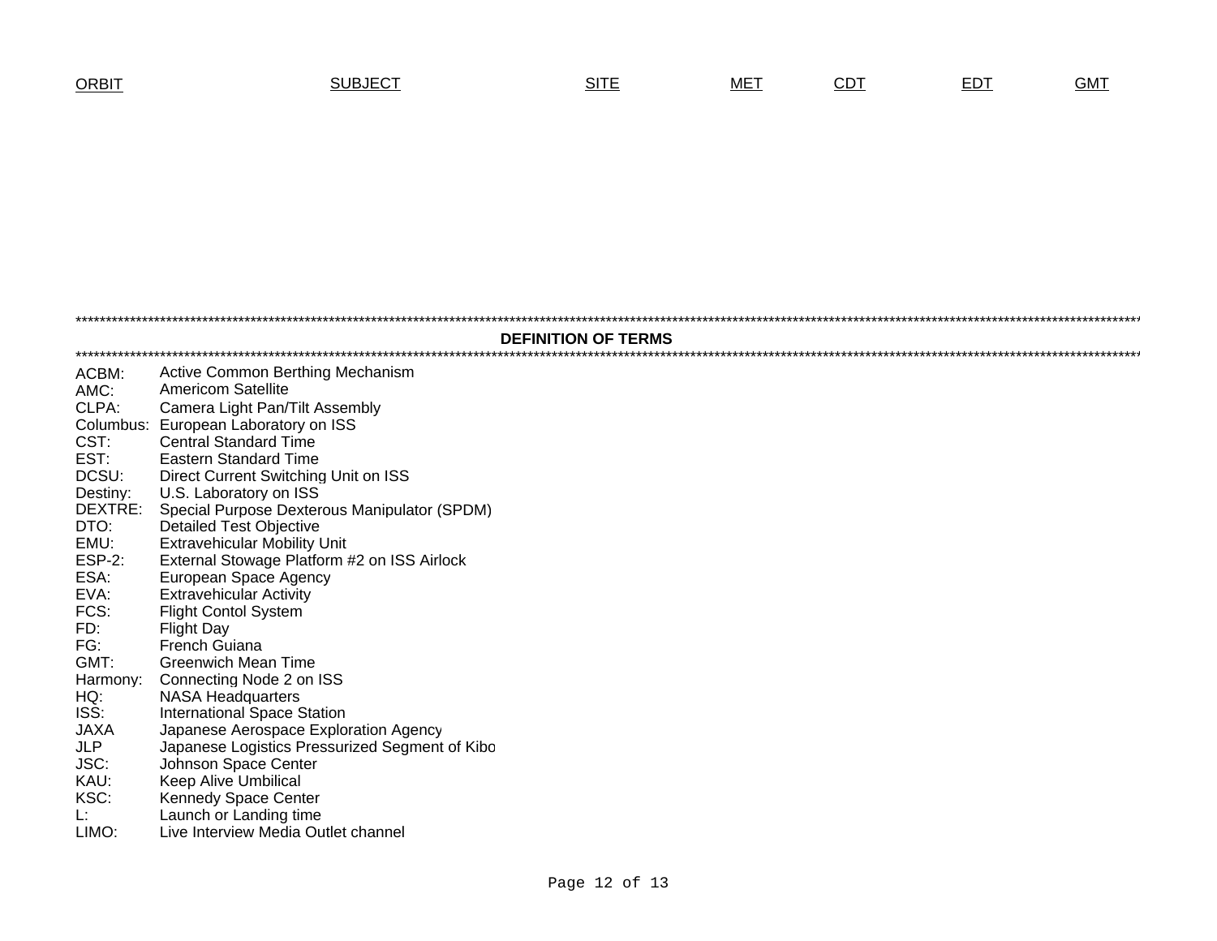| ORBIT | SUBJECT | SITE | MET | CDT | EDT | GMT |
|---|---|---|---|---|---|---|

**DEFINITION OF TERMS**

| | |
|---|---|
| ACBM: | Active Common Berthing Mechanism |
| AMC: | Americom Satellite |
| CLPA: | Camera Light Pan/Tilt Assembly |
| Columbus: | European Laboratory on ISS |
| CST: | Central Standard Time |
| EST: | Eastern Standard Time |
| DCSU: | Direct Current Switching Unit on ISS |
| Destiny: | U.S. Laboratory on ISS |
| DEXTRE: | Special Purpose Dexterous Manipulator (SPDM) |
| DTO: | Detailed Test Objective |
| EMU: | Extravehicular Mobility Unit |
| ESP-2: | External Stowage Platform #2 on ISS Airlock |
| ESA: | European Space Agency |
| EVA: | Extravehicular Activity |
| FCS: | Flight Contol System |
| FD: | Flight Day |
| FG: | French Guiana |
| GMT: | Greenwich Mean Time |
| Harmony: | Connecting Node 2 on ISS |
| HQ: | NASA Headquarters |
| ISS: | International Space Station |
| JAXA | Japanese Aerospace Exploration Agency |
| JLP | Japanese Logistics Pressurized Segment of Kibo |
| JSC: | Johnson Space Center |
| KAU: | Keep Alive Umbilical |
| KSC: | Kennedy Space Center |
| L: | Launch or Landing time |
| LIMO: | Live Interview Media Outlet channel |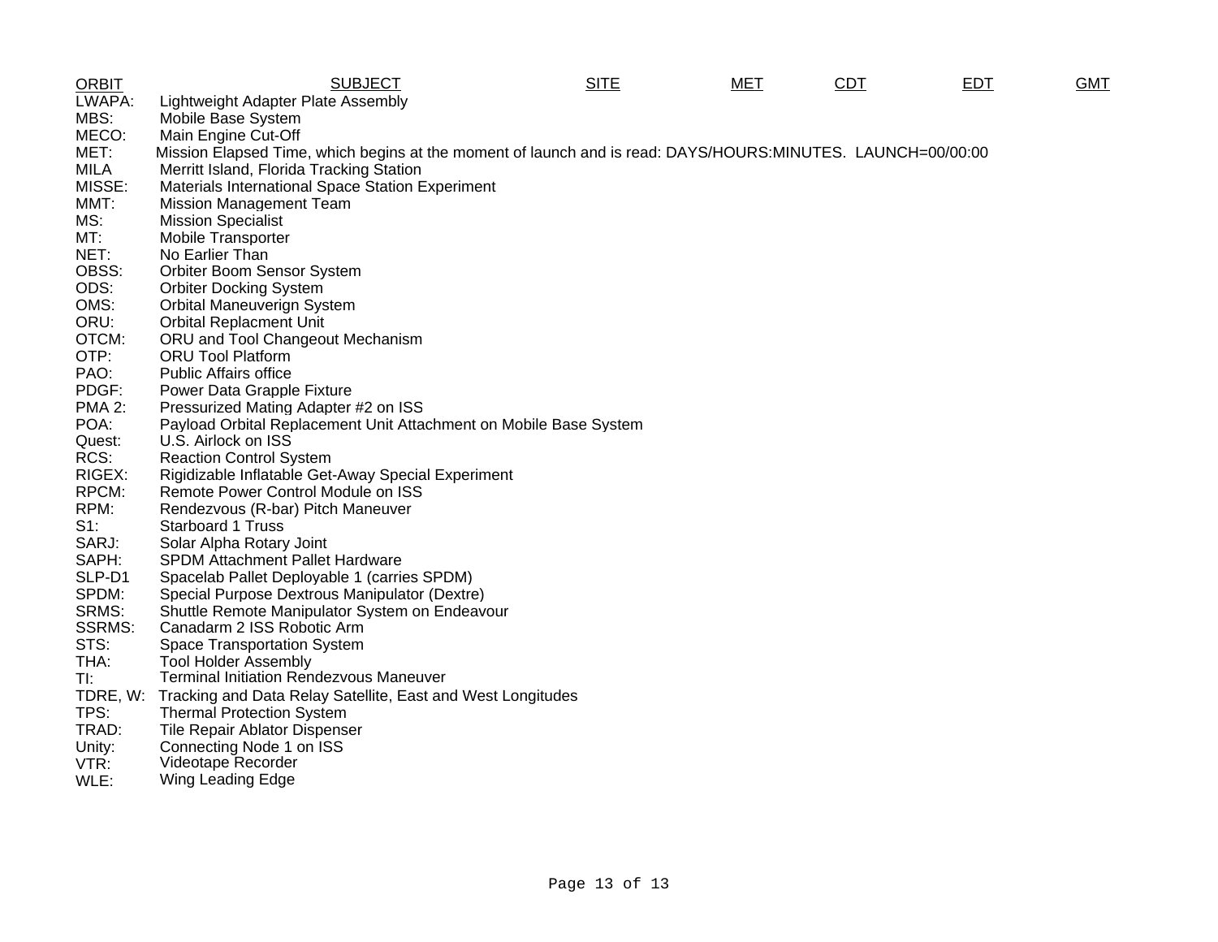| ORBIT | SUBJECT | SITE | MET | CDT | EDT | GMT |
|---|---|---|---|---|---|---|

LWAPA: Lightweight Adapter Plate Assembly
MBS: Mobile Base System
MECO: Main Engine Cut-Off
MET: Mission Elapsed Time, which begins at the moment of launch and is read: DAYS/HOURS:MINUTES. LAUNCH=00/00:00
MILA Merritt Island, Florida Tracking Station
MISSE: Materials International Space Station Experiment
MMT: Mission Management Team
MS: Mission Specialist
MT: Mobile Transporter
NET: No Earlier Than
OBSS: Orbiter Boom Sensor System
ODS: Orbiter Docking System
OMS: Orbital Maneuverign System
ORU: Orbital Replacment Unit
OTCM: ORU and Tool Changeout Mechanism
OTP: ORU Tool Platform
PAO: Public Affairs office
PDGF: Power Data Grapple Fixture
PMA 2: Pressurized Mating Adapter #2 on ISS
POA: Payload Orbital Replacement Unit Attachment on Mobile Base System
Quest: U.S. Airlock on ISS
RCS: Reaction Control System
RIGEX: Rigidizable Inflatable Get-Away Special Experiment
RPCM: Remote Power Control Module on ISS
RPM: Rendezvous (R-bar) Pitch Maneuver
S1: Starboard 1 Truss
SARJ: Solar Alpha Rotary Joint
SAPH: SPDM Attachment Pallet Hardware
SLP-D1 Spacelab Pallet Deployable 1 (carries SPDM)
SPDM: Special Purpose Dextrous Manipulator (Dextre)
SRMS: Shuttle Remote Manipulator System on Endeavour
SSRMS: Canadarm 2 ISS Robotic Arm
STS: Space Transportation System
THA: Tool Holder Assembly
TI: Terminal Initiation Rendezvous Maneuver
TDRE, W: Tracking and Data Relay Satellite, East and West Longitudes
TPS: Thermal Protection System
TRAD: Tile Repair Ablator Dispenser
Unity: Connecting Node 1 on ISS
VTR: Videotape Recorder
WLE: Wing Leading Edge